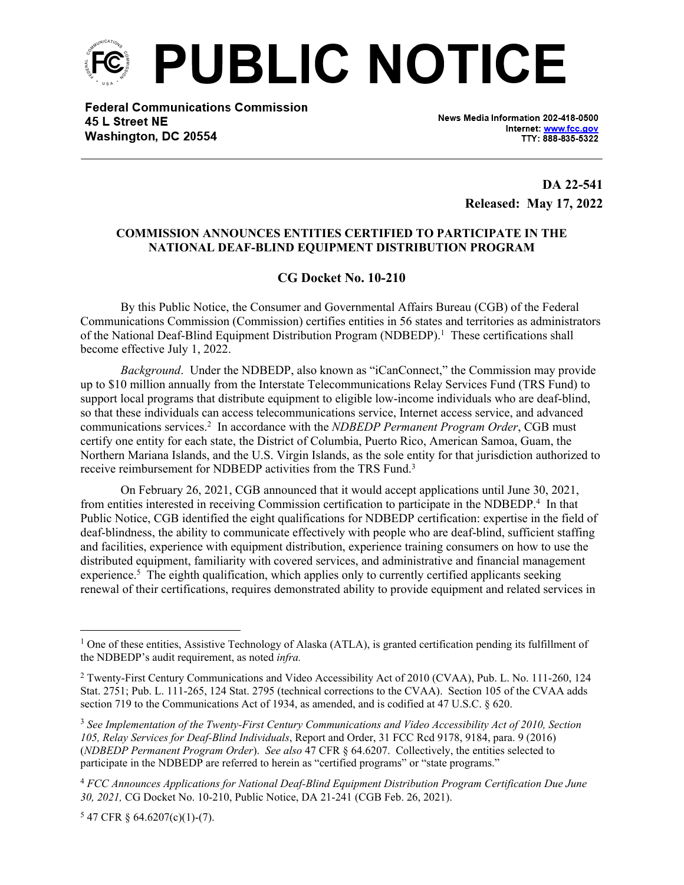# PUBLIC NOTICE

**Federal Communications Commission**
**45 L Street NE**
**Washington, DC 20554**

News Media Information 202-418-0500
Internet: www.fcc.gov
TTY: 888-835-5322

**DA 22-541**
**Released: May 17, 2022**

**COMMISSION ANNOUNCES ENTITIES CERTIFIED TO PARTICIPATE IN THE NATIONAL DEAF-BLIND EQUIPMENT DISTRIBUTION PROGRAM**

**CG Docket No. 10-210**

By this Public Notice, the Consumer and Governmental Affairs Bureau (CGB) of the Federal Communications Commission (Commission) certifies entities in 56 states and territories as administrators of the National Deaf-Blind Equipment Distribution Program (NDBEDP).[1] These certifications shall become effective July 1, 2022.

*Background*. Under the NDBEDP, also known as "iCanConnect," the Commission may provide up to $10 million annually from the Interstate Telecommunications Relay Services Fund (TRS Fund) to support local programs that distribute equipment to eligible low-income individuals who are deaf-blind, so that these individuals can access telecommunications service, Internet access service, and advanced communications services.[2] In accordance with the *NDBEDP Permanent Program Order*, CGB must certify one entity for each state, the District of Columbia, Puerto Rico, American Samoa, Guam, the Northern Mariana Islands, and the U.S. Virgin Islands, as the sole entity for that jurisdiction authorized to receive reimbursement for NDBEDP activities from the TRS Fund.[3]

On February 26, 2021, CGB announced that it would accept applications until June 30, 2021, from entities interested in receiving Commission certification to participate in the NDBEDP.[4] In that Public Notice, CGB identified the eight qualifications for NDBEDP certification: expertise in the field of deaf-blindness, the ability to communicate effectively with people who are deaf-blind, sufficient staffing and facilities, experience with equipment distribution, experience training consumers on how to use the distributed equipment, familiarity with covered services, and administrative and financial management experience.[5] The eighth qualification, which applies only to currently certified applicants seeking renewal of their certifications, requires demonstrated ability to provide equipment and related services in

---

[1] One of these entities, Assistive Technology of Alaska (ATLA), is granted certification pending its fulfillment of the NDBEDP's audit requirement, as noted *infra.*

[2] Twenty-First Century Communications and Video Accessibility Act of 2010 (CVAA), Pub. L. No. 111-260, 124 Stat. 2751; Pub. L. 111-265, 124 Stat. 2795 (technical corrections to the CVAA). Section 105 of the CVAA adds section 719 to the Communications Act of 1934, as amended, and is codified at 47 U.S.C. § 620.

[3] *See Implementation of the Twenty-First Century Communications and Video Accessibility Act of 2010, Section 105, Relay Services for Deaf-Blind Individuals*, Report and Order, 31 FCC Rcd 9178, 9184, para. 9 (2016) (*NDBEDP Permanent Program Order*). *See also* 47 CFR § 64.6207. Collectively, the entities selected to participate in the NDBEDP are referred to herein as "certified programs" or "state programs."

[4] *FCC Announces Applications for National Deaf-Blind Equipment Distribution Program Certification Due June 30, 2021,* CG Docket No. 10-210, Public Notice, DA 21-241 (CGB Feb. 26, 2021).

[5] 47 CFR § 64.6207(c)(1)-(7).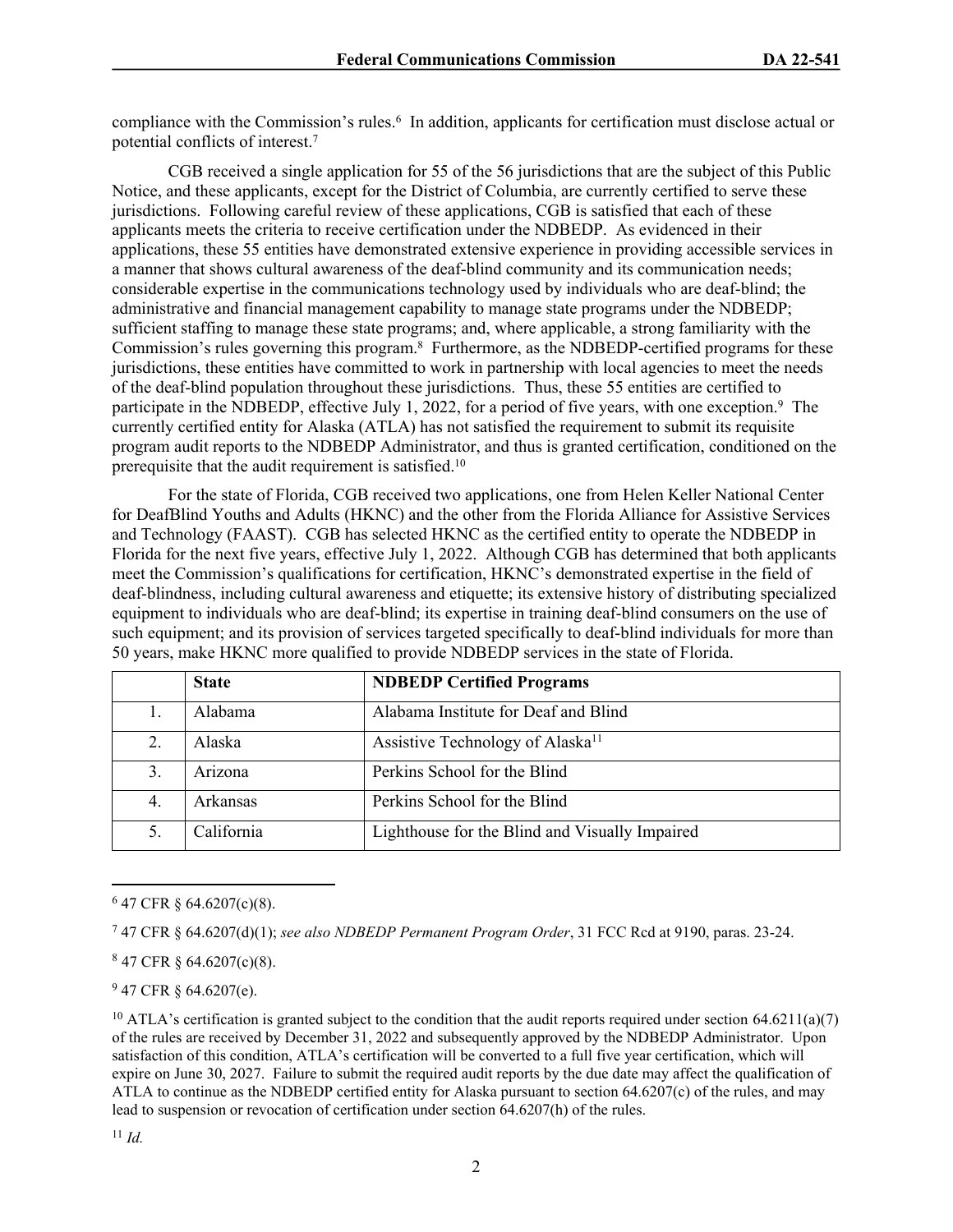compliance with the Commission's rules.[6] In addition, applicants for certification must disclose actual or potential conflicts of interest.[7]

CGB received a single application for 55 of the 56 jurisdictions that are the subject of this Public Notice, and these applicants, except for the District of Columbia, are currently certified to serve these jurisdictions. Following careful review of these applications, CGB is satisfied that each of these applicants meets the criteria to receive certification under the NDBEDP. As evidenced in their applications, these 55 entities have demonstrated extensive experience in providing accessible services in a manner that shows cultural awareness of the deaf-blind community and its communication needs; considerable expertise in the communications technology used by individuals who are deaf-blind; the administrative and financial management capability to manage state programs under the NDBEDP; sufficient staffing to manage these state programs; and, where applicable, a strong familiarity with the Commission's rules governing this program.[8] Furthermore, as the NDBEDP-certified programs for these jurisdictions, these entities have committed to work in partnership with local agencies to meet the needs of the deaf-blind population throughout these jurisdictions. Thus, these 55 entities are certified to participate in the NDBEDP, effective July 1, 2022, for a period of five years, with one exception.[9] The currently certified entity for Alaska (ATLA) has not satisfied the requirement to submit its requisite program audit reports to the NDBEDP Administrator, and thus is granted certification, conditioned on the prerequisite that the audit requirement is satisfied.[10]

For the state of Florida, CGB received two applications, one from Helen Keller National Center for DeafBlind Youths and Adults (HKNC) and the other from the Florida Alliance for Assistive Services and Technology (FAAST). CGB has selected HKNC as the certified entity to operate the NDBEDP in Florida for the next five years, effective July 1, 2022. Although CGB has determined that both applicants meet the Commission's qualifications for certification, HKNC's demonstrated expertise in the field of deaf-blindness, including cultural awareness and etiquette; its extensive history of distributing specialized equipment to individuals who are deaf-blind; its expertise in training deaf-blind consumers on the use of such equipment; and its provision of services targeted specifically to deaf-blind individuals for more than 50 years, make HKNC more qualified to provide NDBEDP services in the state of Florida.

| | **State** | **NDBEDP Certified Programs** |
|---|---|---|
| 1. | Alabama | Alabama Institute for Deaf and Blind |
| 2. | Alaska | Assistive Technology of Alaska[11] |
| 3. | Arizona | Perkins School for the Blind |
| 4. | Arkansas | Perkins School for the Blind |
| 5. | California | Lighthouse for the Blind and Visually Impaired |

---

[6] 47 CFR § 64.6207(c)(8).

[7] 47 CFR § 64.6207(d)(1); *see also NDBEDP Permanent Program Order*, 31 FCC Rcd at 9190, paras. 23-24.

[8] 47 CFR § 64.6207(c)(8).

[9] 47 CFR § 64.6207(e).

[10] ATLA's certification is granted subject to the condition that the audit reports required under section 64.6211(a)(7) of the rules are received by December 31, 2022 and subsequently approved by the NDBEDP Administrator. Upon satisfaction of this condition, ATLA's certification will be converted to a full five year certification, which will expire on June 30, 2027. Failure to submit the required audit reports by the due date may affect the qualification of ATLA to continue as the NDBEDP certified entity for Alaska pursuant to section 64.6207(c) of the rules, and may lead to suspension or revocation of certification under section 64.6207(h) of the rules.

[11] *Id.*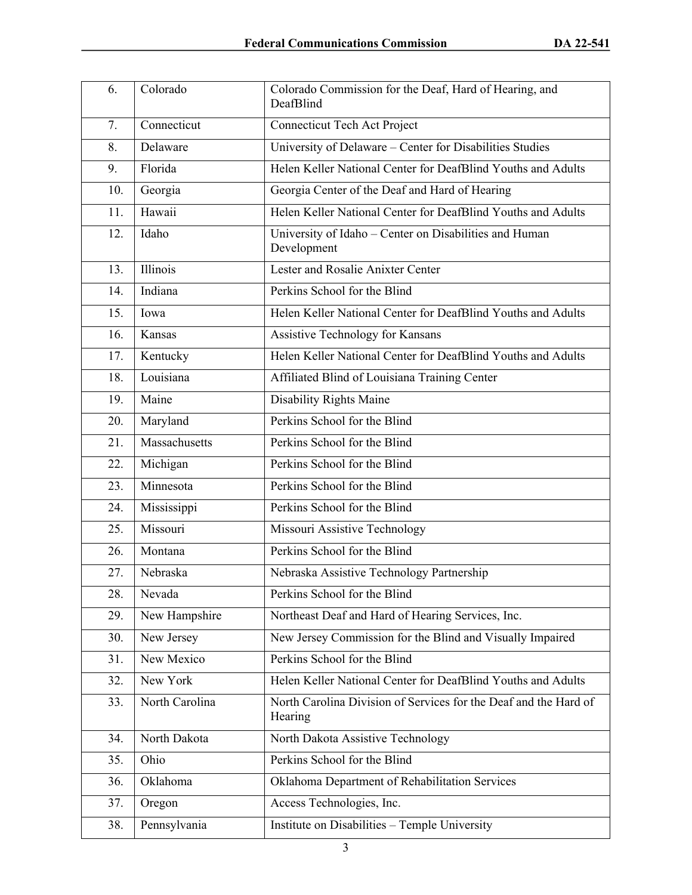| 6. | Colorado | Colorado Commission for the Deaf, Hard of Hearing, and DeafBlind |
|---|---|---|
| 7. | Connecticut | Connecticut Tech Act Project |
| 8. | Delaware | University of Delaware – Center for Disabilities Studies |
| 9. | Florida | Helen Keller National Center for DeafBlind Youths and Adults |
| 10. | Georgia | Georgia Center of the Deaf and Hard of Hearing |
| 11. | Hawaii | Helen Keller National Center for DeafBlind Youths and Adults |
| 12. | Idaho | University of Idaho – Center on Disabilities and Human Development |
| 13. | Illinois | Lester and Rosalie Anixter Center |
| 14. | Indiana | Perkins School for the Blind |
| 15. | Iowa | Helen Keller National Center for DeafBlind Youths and Adults |
| 16. | Kansas | Assistive Technology for Kansans |
| 17. | Kentucky | Helen Keller National Center for DeafBlind Youths and Adults |
| 18. | Louisiana | Affiliated Blind of Louisiana Training Center |
| 19. | Maine | Disability Rights Maine |
| 20. | Maryland | Perkins School for the Blind |
| 21. | Massachusetts | Perkins School for the Blind |
| 22. | Michigan | Perkins School for the Blind |
| 23. | Minnesota | Perkins School for the Blind |
| 24. | Mississippi | Perkins School for the Blind |
| 25. | Missouri | Missouri Assistive Technology |
| 26. | Montana | Perkins School for the Blind |
| 27. | Nebraska | Nebraska Assistive Technology Partnership |
| 28. | Nevada | Perkins School for the Blind |
| 29. | New Hampshire | Northeast Deaf and Hard of Hearing Services, Inc. |
| 30. | New Jersey | New Jersey Commission for the Blind and Visually Impaired |
| 31. | New Mexico | Perkins School for the Blind |
| 32. | New York | Helen Keller National Center for DeafBlind Youths and Adults |
| 33. | North Carolina | North Carolina Division of Services for the Deaf and the Hard of Hearing |
| 34. | North Dakota | North Dakota Assistive Technology |
| 35. | Ohio | Perkins School for the Blind |
| 36. | Oklahoma | Oklahoma Department of Rehabilitation Services |
| 37. | Oregon | Access Technologies, Inc. |
| 38. | Pennsylvania | Institute on Disabilities – Temple University |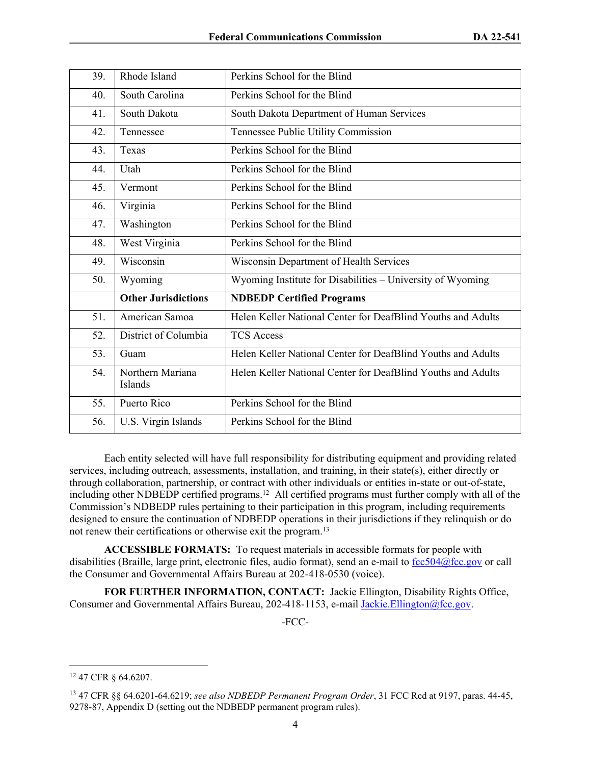| | | |
|---|---|---|
| 39. | Rhode Island | Perkins School for the Blind |
| 40. | South Carolina | Perkins School for the Blind |
| 41. | South Dakota | South Dakota Department of Human Services |
| 42. | Tennessee | Tennessee Public Utility Commission |
| 43. | Texas | Perkins School for the Blind |
| 44. | Utah | Perkins School for the Blind |
| 45. | Vermont | Perkins School for the Blind |
| 46. | Virginia | Perkins School for the Blind |
| 47. | Washington | Perkins School for the Blind |
| 48. | West Virginia | Perkins School for the Blind |
| 49. | Wisconsin | Wisconsin Department of Health Services |
| 50. | Wyoming | Wyoming Institute for Disabilities – University of Wyoming |
| | **Other Jurisdictions** | **NDBEDP Certified Programs** |
| 51. | American Samoa | Helen Keller National Center for DeafBlind Youths and Adults |
| 52. | District of Columbia | TCS Access |
| 53. | Guam | Helen Keller National Center for DeafBlind Youths and Adults |
| 54. | Northern Mariana Islands | Helen Keller National Center for DeafBlind Youths and Adults |
| 55. | Puerto Rico | Perkins School for the Blind |
| 56. | U.S. Virgin Islands | Perkins School for the Blind |

Each entity selected will have full responsibility for distributing equipment and providing related services, including outreach, assessments, installation, and training, in their state(s), either directly or through collaboration, partnership, or contract with other individuals or entities in-state or out-of-state, including other NDBEDP certified programs.[12] All certified programs must further comply with all of the Commission's NDBEDP rules pertaining to their participation in this program, including requirements designed to ensure the continuation of NDBEDP operations in their jurisdictions if they relinquish or do not renew their certifications or otherwise exit the program.[13]

**ACCESSIBLE FORMATS:** To request materials in accessible formats for people with disabilities (Braille, large print, electronic files, audio format), send an e-mail to fcc504@fcc.gov or call the Consumer and Governmental Affairs Bureau at 202-418-0530 (voice).

**FOR FURTHER INFORMATION, CONTACT:** Jackie Ellington, Disability Rights Office, Consumer and Governmental Affairs Bureau, 202-418-1153, e-mail Jackie.Ellington@fcc.gov.

-FCC-

[12] 47 CFR § 64.6207.

[13] 47 CFR §§ 64.6201-64.6219; *see also NDBEDP Permanent Program Order*, 31 FCC Rcd at 9197, paras. 44-45, 9278-87, Appendix D (setting out the NDBEDP permanent program rules).